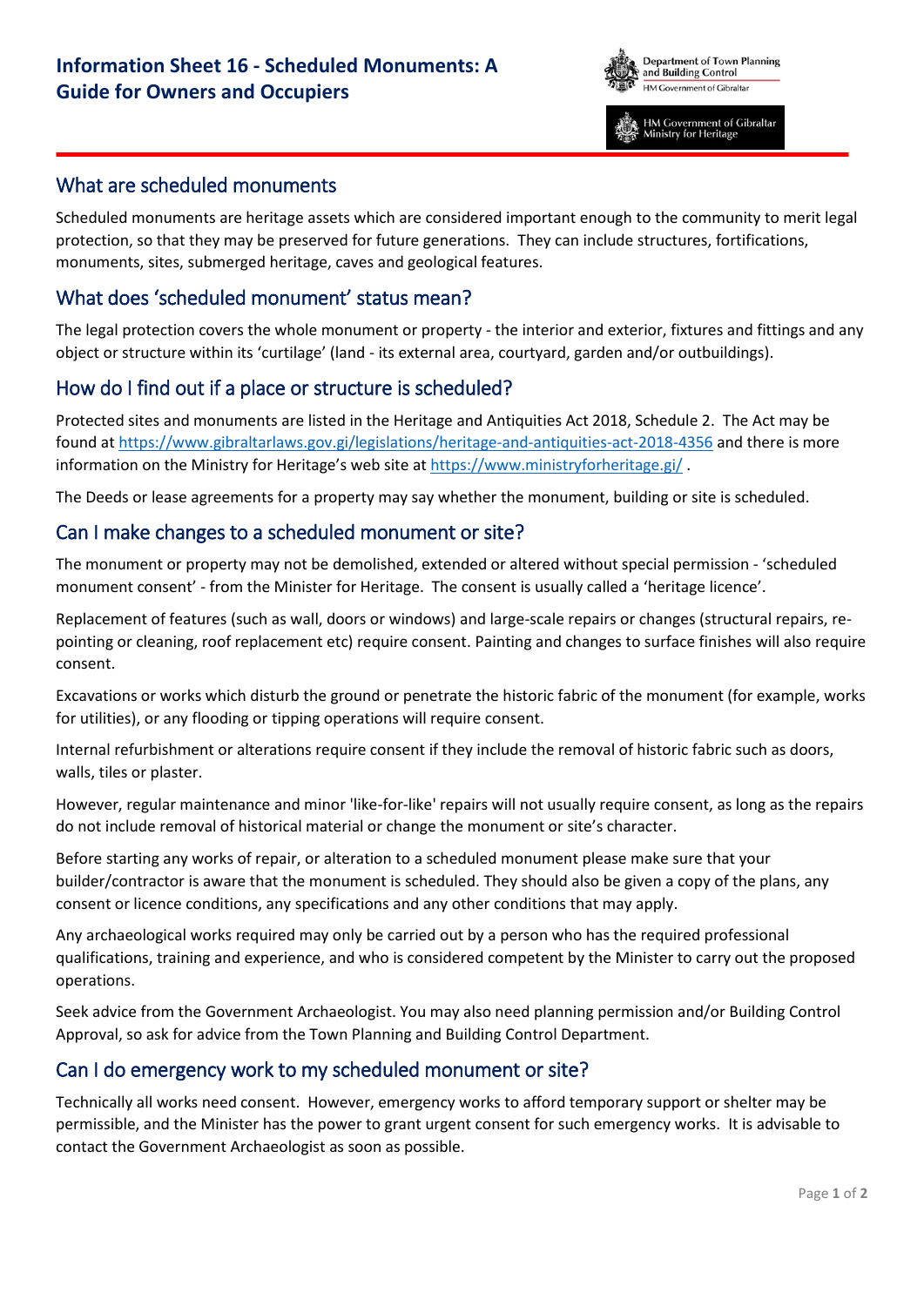# Information Sheet 16 - Scheduled Monuments: A Guide for Owners and Occupiers

Department of Town Planning and Building Control
HM Government of Gibraltar

HM Government of Gibraltar
Ministry for Heritage

## What are scheduled monuments

Scheduled monuments are heritage assets which are considered important enough to the community to merit legal protection, so that they may be preserved for future generations. They can include structures, fortifications, monuments, sites, submerged heritage, caves and geological features.

## What does 'scheduled monument' status mean?

The legal protection covers the whole monument or property - the interior and exterior, fixtures and fittings and any object or structure within its 'curtilage' (land - its external area, courtyard, garden and/or outbuildings).

## How do I find out if a place or structure is scheduled?

Protected sites and monuments are listed in the Heritage and Antiquities Act 2018, Schedule 2. The Act may be found at https://www.gibraltarlaws.gov.gi/legislations/heritage-and-antiquities-act-2018-4356 and there is more information on the Ministry for Heritage's web site at https://www.ministryforheritage.gi/ .

The Deeds or lease agreements for a property may say whether the monument, building or site is scheduled.

## Can I make changes to a scheduled monument or site?

The monument or property may not be demolished, extended or altered without special permission - 'scheduled monument consent' - from the Minister for Heritage. The consent is usually called a 'heritage licence'.

Replacement of features (such as wall, doors or windows) and large-scale repairs or changes (structural repairs, re-pointing or cleaning, roof replacement etc) require consent. Painting and changes to surface finishes will also require consent.

Excavations or works which disturb the ground or penetrate the historic fabric of the monument (for example, works for utilities), or any flooding or tipping operations will require consent.

Internal refurbishment or alterations require consent if they include the removal of historic fabric such as doors, walls, tiles or plaster.

However, regular maintenance and minor 'like-for-like' repairs will not usually require consent, as long as the repairs do not include removal of historical material or change the monument or site's character.

Before starting any works of repair, or alteration to a scheduled monument please make sure that your builder/contractor is aware that the monument is scheduled. They should also be given a copy of the plans, any consent or licence conditions, any specifications and any other conditions that may apply.

Any archaeological works required may only be carried out by a person who has the required professional qualifications, training and experience, and who is considered competent by the Minister to carry out the proposed operations.

Seek advice from the Government Archaeologist. You may also need planning permission and/or Building Control Approval, so ask for advice from the Town Planning and Building Control Department.

## Can I do emergency work to my scheduled monument or site?

Technically all works need consent. However, emergency works to afford temporary support or shelter may be permissible, and the Minister has the power to grant urgent consent for such emergency works. It is advisable to contact the Government Archaeologist as soon as possible.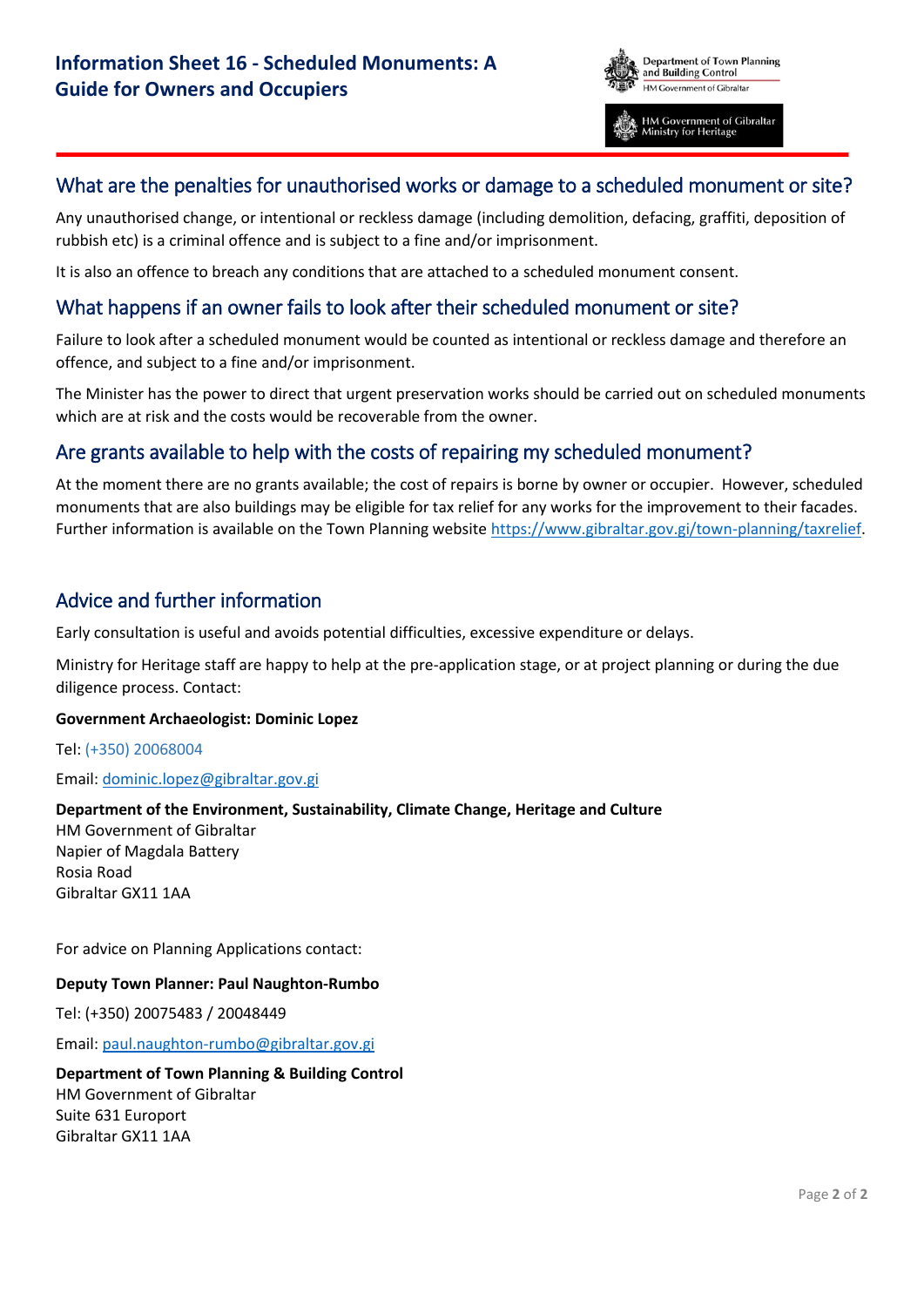## What are the penalties for unauthorised works or damage to a scheduled monument or site?

Any unauthorised change, or intentional or reckless damage (including demolition, defacing, graffiti, deposition of rubbish etc) is a criminal offence and is subject to a fine and/or imprisonment.

It is also an offence to breach any conditions that are attached to a scheduled monument consent.

## What happens if an owner fails to look after their scheduled monument or site?

Failure to look after a scheduled monument would be counted as intentional or reckless damage and therefore an offence, and subject to a fine and/or imprisonment.

The Minister has the power to direct that urgent preservation works should be carried out on scheduled monuments which are at risk and the costs would be recoverable from the owner.

## Are grants available to help with the costs of repairing my scheduled monument?

At the moment there are no grants available; the cost of repairs is borne by owner or occupier. However, scheduled monuments that are also buildings may be eligible for tax relief for any works for the improvement to their facades. Further information is available on the Town Planning website https://www.gibraltar.gov.gi/town-planning/taxrelief.

## Advice and further information

Early consultation is useful and avoids potential difficulties, excessive expenditure or delays.

Ministry for Heritage staff are happy to help at the pre-application stage, or at project planning or during the due diligence process. Contact:

**Government Archaeologist: Dominic Lopez**

Tel: (+350) 20068004

Email: dominic.lopez@gibraltar.gov.gi

**Department of the Environment, Sustainability, Climate Change, Heritage and Culture**
HM Government of Gibraltar
Napier of Magdala Battery
Rosia Road
Gibraltar GX11 1AA

For advice on Planning Applications contact:

**Deputy Town Planner: Paul Naughton-Rumbo**

Tel: (+350) 20075483 / 20048449

Email: paul.naughton-rumbo@gibraltar.gov.gi

**Department of Town Planning & Building Control**
HM Government of Gibraltar
Suite 631 Europort
Gibraltar GX11 1AA